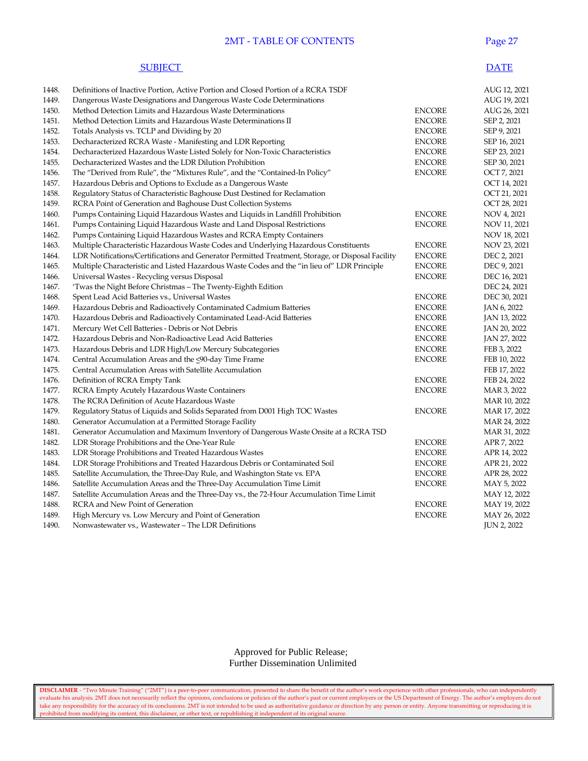# 2MT - TABLE OF CONTENTS

| | SUBJECT | | DATE |
|---|---|---|---|
| 1448. | Definitions of Inactive Portion, Active Portion and Closed Portion of a RCRA TSDF | | AUG 12, 2021 |
| 1449. | Dangerous Waste Designations and Dangerous Waste Code Determinations | | AUG 19, 2021 |
| 1450. | Method Detection Limits and Hazardous Waste Determinations | ENCORE | AUG 26, 2021 |
| 1451. | Method Detection Limits and Hazardous Waste Determinations II | ENCORE | SEP 2, 2021 |
| 1452. | Totals Analysis vs. TCLP and Dividing by 20 | ENCORE | SEP 9, 2021 |
| 1453. | Decharacterized RCRA Waste - Manifesting and LDR Reporting | ENCORE | SEP 16, 2021 |
| 1454. | Decharacterized Hazardous Waste Listed Solely for Non-Toxic Characteristics | ENCORE | SEP 23, 2021 |
| 1455. | Decharacterized Wastes and the LDR Dilution Prohibition | ENCORE | SEP 30, 2021 |
| 1456. | The "Derived from Rule", the "Mixtures Rule", and the "Contained-In Policy" | ENCORE | OCT 7, 2021 |
| 1457. | Hazardous Debris and Options to Exclude as a Dangerous Waste | | OCT 14, 2021 |
| 1458. | Regulatory Status of Characteristic Baghouse Dust Destined for Reclamation | | OCT 21, 2021 |
| 1459. | RCRA Point of Generation and Baghouse Dust Collection Systems | | OCT 28, 2021 |
| 1460. | Pumps Containing Liquid Hazardous Wastes and Liquids in Landfill Prohibition | ENCORE | NOV 4, 2021 |
| 1461. | Pumps Containing Liquid Hazardous Waste and Land Disposal Restrictions | ENCORE | NOV 11, 2021 |
| 1462. | Pumps Containing Liquid Hazardous Wastes and RCRA Empty Containers | | NOV 18, 2021 |
| 1463. | Multiple Characteristic Hazardous Waste Codes and Underlying Hazardous Constituents | ENCORE | NOV 23, 2021 |
| 1464. | LDR Notifications/Certifications and Generator Permitted Treatment, Storage, or Disposal Facility | ENCORE | DEC 2, 2021 |
| 1465. | Multiple Characteristic and Listed Hazardous Waste Codes and the "in lieu of" LDR Principle | ENCORE | DEC 9, 2021 |
| 1466. | Universal Wastes - Recycling versus Disposal | ENCORE | DEC 16, 2021 |
| 1467. | 'Twas the Night Before Christmas – The Twenty-Eighth Edition | | DEC 24, 2021 |
| 1468. | Spent Lead Acid Batteries vs., Universal Wastes | ENCORE | DEC 30, 2021 |
| 1469. | Hazardous Debris and Radioactively Contaminated Cadmium Batteries | ENCORE | JAN 6, 2022 |
| 1470. | Hazardous Debris and Radioactively Contaminated Lead-Acid Batteries | ENCORE | JAN 13, 2022 |
| 1471. | Mercury Wet Cell Batteries - Debris or Not Debris | ENCORE | JAN 20, 2022 |
| 1472. | Hazardous Debris and Non-Radioactive Lead Acid Batteries | ENCORE | JAN 27, 2022 |
| 1473. | Hazardous Debris and LDR High/Low Mercury Subcategories | ENCORE | FEB 3, 2022 |
| 1474. | Central Accumulation Areas and the ≤90-day Time Frame | ENCORE | FEB 10, 2022 |
| 1475. | Central Accumulation Areas with Satellite Accumulation | | FEB 17, 2022 |
| 1476. | Definition of RCRA Empty Tank | ENCORE | FEB 24, 2022 |
| 1477. | RCRA Empty Acutely Hazardous Waste Containers | ENCORE | MAR 3, 2022 |
| 1478. | The RCRA Definition of Acute Hazardous Waste | | MAR 10, 2022 |
| 1479. | Regulatory Status of Liquids and Solids Separated from D001 High TOC Wastes | ENCORE | MAR 17, 2022 |
| 1480. | Generator Accumulation at a Permitted Storage Facility | | MAR 24, 2022 |
| 1481. | Generator Accumulation and Maximum Inventory of Dangerous Waste Onsite at a RCRA TSD | | MAR 31, 2022 |
| 1482. | LDR Storage Prohibitions and the One-Year Rule | ENCORE | APR 7, 2022 |
| 1483. | LDR Storage Prohibitions and Treated Hazardous Wastes | ENCORE | APR 14, 2022 |
| 1484. | LDR Storage Prohibitions and Treated Hazardous Debris or Contaminated Soil | ENCORE | APR 21, 2022 |
| 1485. | Satellite Accumulation, the Three-Day Rule, and Washington State vs. EPA | ENCORE | APR 28, 2022 |
| 1486. | Satellite Accumulation Areas and the Three-Day Accumulation Time Limit | ENCORE | MAY 5, 2022 |
| 1487. | Satellite Accumulation Areas and the Three-Day vs., the 72-Hour Accumulation Time Limit | | MAY 12, 2022 |
| 1488. | RCRA and New Point of Generation | ENCORE | MAY 19, 2022 |
| 1489. | High Mercury vs. Low Mercury and Point of Generation | ENCORE | MAY 26, 2022 |
| 1490. | Nonwastewater vs., Wastewater – The LDR Definitions | | JUN 2, 2022 |

Approved for Public Release;
Further Dissemination Unlimited

**DISCLAIMER** - "Two Minute Training" ("2MT") is a peer-to-peer communication, presented to share the benefit of the author's work experience with other professionals, who can independently evaluate his analysis. 2MT does not necessarily reflect the opinions, conclusions or policies of the author's past or current employers or the US Department of Energy. The author's employers do not take any responsibility for the accuracy of its conclusions. 2MT is not intended to be used as authoritative guidance or direction by any person or entity. Anyone transmitting or reproducing it is prohibited from modifying its content, this disclaimer, or other text, or republishing it independent of its original source.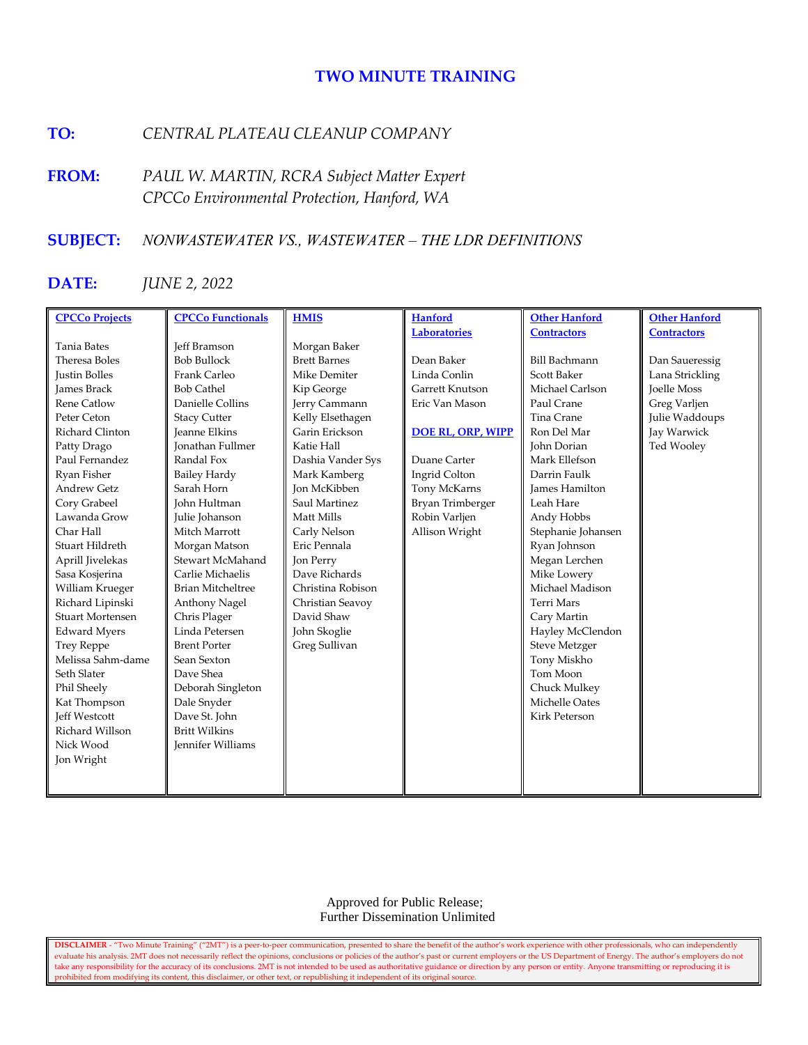## TWO MINUTE TRAINING

**TO:** *CENTRAL PLATEAU CLEANUP COMPANY*

**FROM:** *PAUL W. MARTIN, RCRA Subject Matter Expert*
*CPCCo Environmental Protection, Hanford, WA*

**SUBJECT:** *NONWASTEWATER VS., WASTEWATER – THE LDR DEFINITIONS*

**DATE:** *JUNE 2, 2022*

| CPCCo Projects | CPCCo Functionals | HMIS | Hanford Laboratories | Other Hanford Contractors | Other Hanford Contractors |
|---|---|---|---|---|---|
| Tania Bates | Jeff Bramson | Morgan Baker | Dean Baker | Bill Bachmann | Dan Saueressig |
| Theresa Boles | Bob Bullock | Brett Barnes | Linda Conlin | Scott Baker | Lana Strickling |
| Justin Bolles | Frank Carleo | Mike Demiter | Garrett Knutson | Michael Carlson | Joelle Moss |
| James Brack | Bob Cathel | Kip George | Eric Van Mason | Paul Crane | Greg Varljen |
| Rene Catlow | Danielle Collins | Jerry Cammann | | Tina Crane | Julie Waddoups |
| Peter Ceton | Stacy Cutter | Kelly Elsethagen | **DOE RL, ORP, WIPP** | Ron Del Mar | Jay Warwick |
| Richard Clinton | Jeanne Elkins | Garin Erickson | | John Dorian | Ted Wooley |
| Patty Drago | Jonathan Fullmer | Katie Hall | Duane Carter | Mark Ellefson | |
| Paul Fernandez | Randal Fox | Dashia Vander Sys | Ingrid Colton | Darrin Faulk | |
| Ryan Fisher | Bailey Hardy | Mark Kamberg | Tony McKarns | James Hamilton | |
| Andrew Getz | Sarah Horn | Jon McKibben | Bryan Trimberger | Leah Hare | |
| Cory Grabeel | John Hultman | Saul Martinez | Robin Varljen | Andy Hobbs | |
| Lawanda Grow | Julie Johanson | Matt Mills | Allison Wright | Stephanie Johansen | |
| Char Hall | Mitch Marrott | Carly Nelson | | Ryan Johnson | |
| Stuart Hildreth | Morgan Matson | Eric Pennala | | Megan Lerchen | |
| Aprill Jivelekas | Stewart McMahand | Jon Perry | | Mike Lowery | |
| Sasa Kosjerina | Carlie Michaelis | Dave Richards | | Michael Madison | |
| William Krueger | Brian Mitcheltree | Christina Robison | | Terri Mars | |
| Richard Lipinski | Anthony Nagel | Christian Seavoy | | Cary Martin | |
| Stuart Mortensen | Chris Plager | David Shaw | | Hayley McClendon | |
| Edward Myers | Linda Petersen | John Skoglie | | Steve Metzger | |
| Trey Reppe | Brent Porter | Greg Sullivan | | Tony Miskho | |
| Melissa Sahm-dame | Sean Sexton | | | Tom Moon | |
| Seth Slater | Dave Shea | | | Chuck Mulkey | |
| Phil Sheely | Deborah Singleton | | | Michelle Oates | |
| Kat Thompson | Dale Snyder | | | Kirk Peterson | |
| Jeff Westcott | Dave St. John | | | | |
| Richard Willson | Britt Wilkins | | | | |
| Nick Wood | Jennifer Williams | | | | |
| Jon Wright | | | | | |

Approved for Public Release;
Further Dissemination Unlimited

**DISCLAIMER** - "Two Minute Training" ("2MT") is a peer-to-peer communication, presented to share the benefit of the author's work experience with other professionals, who can independently evaluate his analysis. 2MT does not necessarily reflect the opinions, conclusions or policies of the author's past or current employers or the US Department of Energy. The author's employers do not take any responsibility for the accuracy of its conclusions. 2MT is not intended to be used as authoritative guidance or direction by any person or entity. Anyone transmitting or reproducing it is prohibited from modifying its content, this disclaimer, or other text, or republishing it independent of its original source.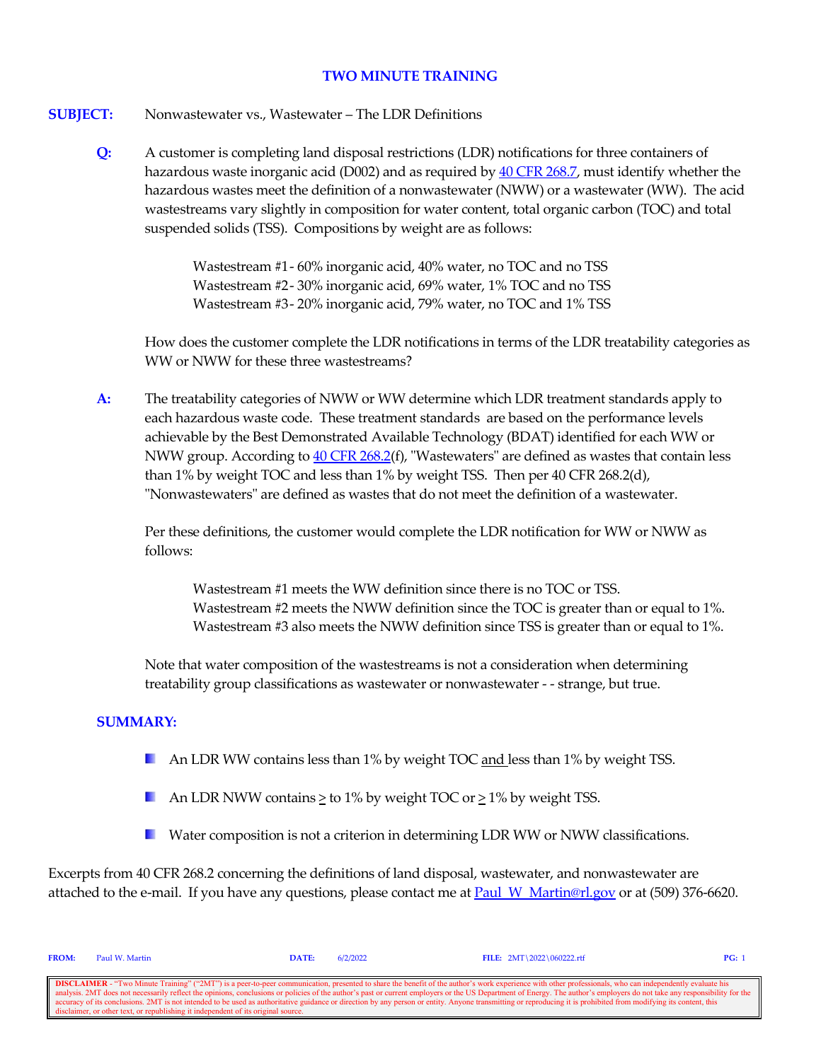# TWO MINUTE TRAINING

**SUBJECT:** Nonwastewater vs., Wastewater – The LDR Definitions

**Q:** A customer is completing land disposal restrictions (LDR) notifications for three containers of hazardous waste inorganic acid (D002) and as required by 40 CFR 268.7, must identify whether the hazardous wastes meet the definition of a nonwastewater (NWW) or a wastewater (WW). The acid wastestreams vary slightly in composition for water content, total organic carbon (TOC) and total suspended solids (TSS). Compositions by weight are as follows:

> Wastestream #1 - 60% inorganic acid, 40% water, no TOC and no TSS
> Wastestream #2 - 30% inorganic acid, 69% water, 1% TOC and no TSS
> Wastestream #3 - 20% inorganic acid, 79% water, no TOC and 1% TSS

How does the customer complete the LDR notifications in terms of the LDR treatability categories as WW or NWW for these three wastestreams?

**A:** The treatability categories of NWW or WW determine which LDR treatment standards apply to each hazardous waste code. These treatment standards are based on the performance levels achievable by the Best Demonstrated Available Technology (BDAT) identified for each WW or NWW group. According to 40 CFR 268.2(f), "Wastewaters" are defined as wastes that contain less than 1% by weight TOC and less than 1% by weight TSS. Then per 40 CFR 268.2(d), "Nonwastewaters" are defined as wastes that do not meet the definition of a wastewater.

Per these definitions, the customer would complete the LDR notification for WW or NWW as follows:

> Wastestream #1 meets the WW definition since there is no TOC or TSS.
> Wastestream #2 meets the NWW definition since the TOC is greater than or equal to 1%.
> Wastestream #3 also meets the NWW definition since TSS is greater than or equal to 1%.

Note that water composition of the wastestreams is not a consideration when determining treatability group classifications as wastewater or nonwastewater - - strange, but true.

## SUMMARY:

- An LDR WW contains less than 1% by weight TOC and less than 1% by weight TSS.
- An LDR NWW contains $\geq$ to 1% by weight TOC or $\geq$ 1% by weight TSS.
- Water composition is not a criterion in determining LDR WW or NWW classifications.

Excerpts from 40 CFR 268.2 concerning the definitions of land disposal, wastewater, and nonwastewater are attached to the e-mail. If you have any questions, please contact me at Paul_W_Martin@rl.gov or at (509) 376-6620.

**FROM:** Paul W. Martin **DATE:** 6/2/2022 **FILE:** 2MT\2022\060222.rtf

**DISCLAIMER** - "Two Minute Training" ("2MT") is a peer-to-peer communication, presented to share the benefit of the author's work experience with other professionals, who can independently evaluate his analysis. 2MT does not necessarily reflect the opinions, conclusions or policies of the author's past or current employers or the US Department of Energy. The author's employers do not take any responsibility for the accuracy of its conclusions. 2MT is not intended to be used as authoritative guidance or direction by any person or entity. Anyone transmitting or reproducing it is prohibited from modifying its content, this disclaimer, or other text, or republishing it independent of its original source.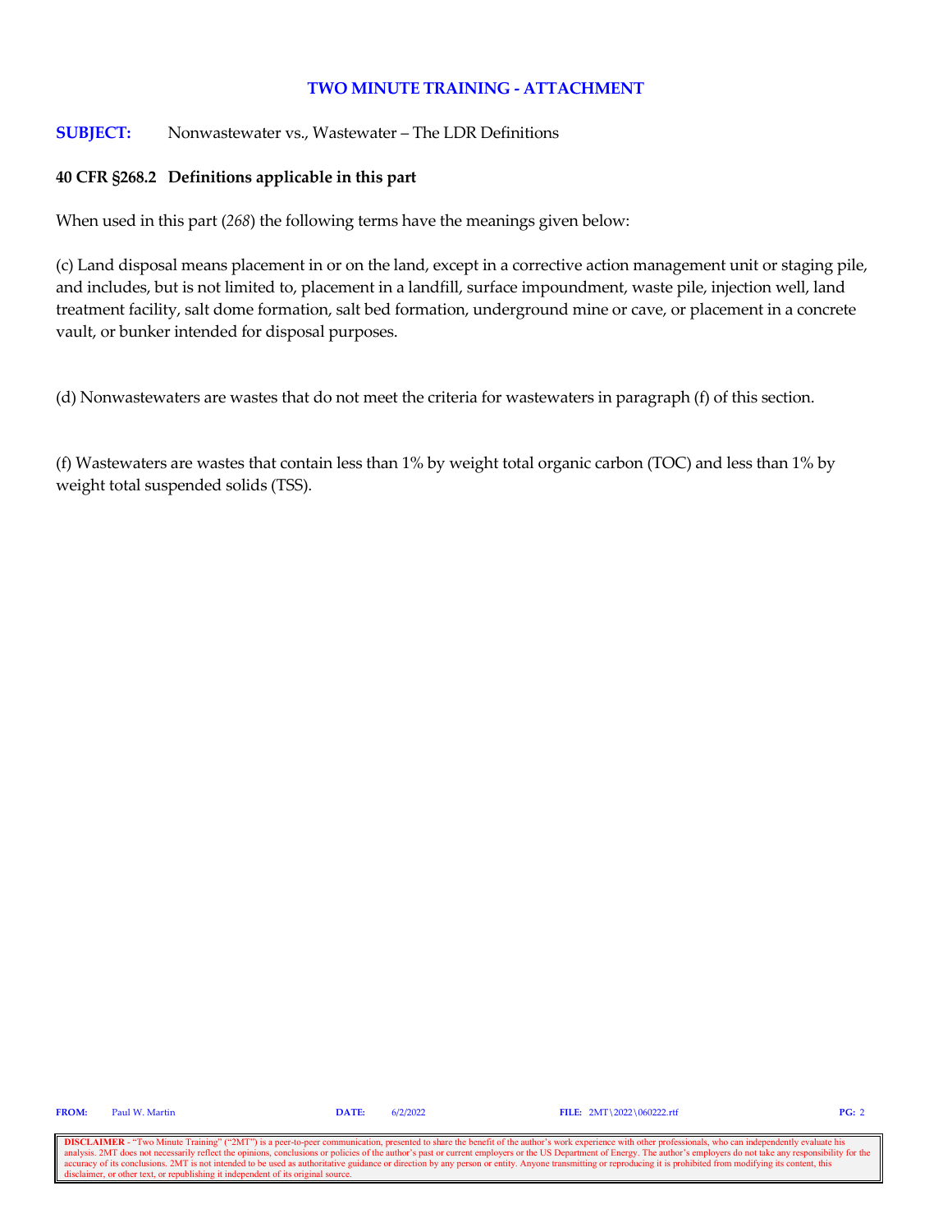# TWO MINUTE TRAINING - ATTACHMENT

**SUBJECT:** Nonwastewater vs., Wastewater – The LDR Definitions

**40 CFR §268.2 Definitions applicable in this part**

When used in this part (*268*) the following terms have the meanings given below:

(c) Land disposal means placement in or on the land, except in a corrective action management unit or staging pile, and includes, but is not limited to, placement in a landfill, surface impoundment, waste pile, injection well, land treatment facility, salt dome formation, salt bed formation, underground mine or cave, or placement in a concrete vault, or bunker intended for disposal purposes.

(d) Nonwastewaters are wastes that do not meet the criteria for wastewaters in paragraph (f) of this section.

(f) Wastewaters are wastes that contain less than 1% by weight total organic carbon (TOC) and less than 1% by weight total suspended solids (TSS).

**FROM:** Paul W. Martin **DATE:** 6/2/2022 **FILE:** 2MT\2022\060222.rtf

**DISCLAIMER** - "Two Minute Training" ("2MT") is a peer-to-peer communication, presented to share the benefit of the author's work experience with other professionals, who can independently evaluate his analysis. 2MT does not necessarily reflect the opinions, conclusions or policies of the author's past or current employers or the US Department of Energy. The author's employers do not take any responsibility for the accuracy of its conclusions. 2MT is not intended to be used as authoritative guidance or direction by any person or entity. Anyone transmitting or reproducing it is prohibited from modifying its content, this disclaimer, or other text, or republishing it independent of its original source.